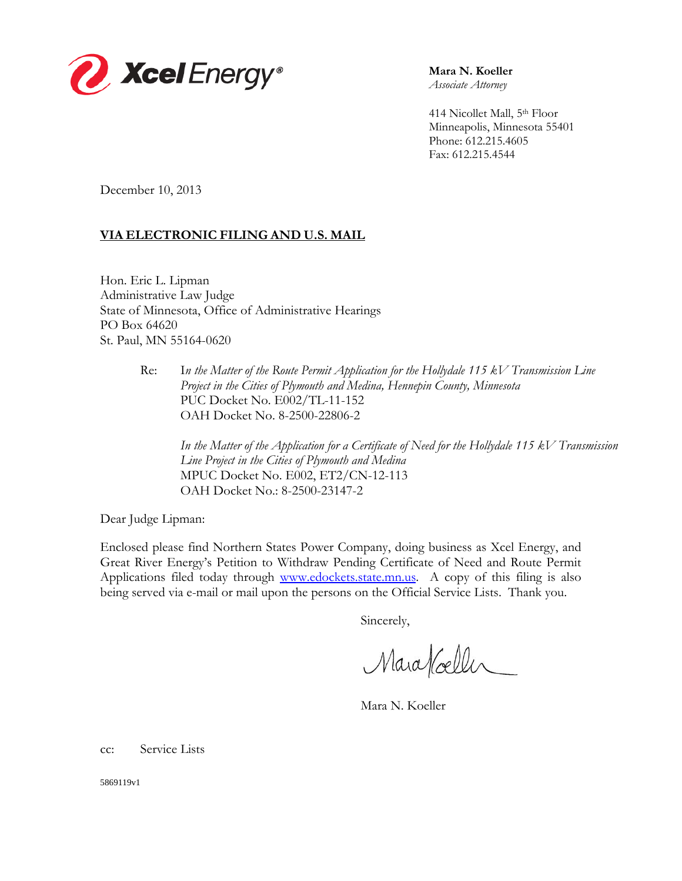Xcel Energy®

**Mara N. Koeller**
*Associate Attorney*

414 Nicollet Mall, 5th Floor
Minneapolis, Minnesota 55401
Phone: 612.215.4605
Fax: 612.215.4544

December 10, 2013

**VIA ELECTRONIC FILING AND U.S. MAIL**

Hon. Eric L. Lipman
Administrative Law Judge
State of Minnesota, Office of Administrative Hearings
PO Box 64620
St. Paul, MN 55164-0620

Re: *In the Matter of the Route Permit Application for the Hollydale 115 kV Transmission Line Project in the Cities of Plymouth and Medina, Hennepin County, Minnesota*
PUC Docket No. E002/TL-11-152
OAH Docket No. 8-2500-22806-2

*In the Matter of the Application for a Certificate of Need for the Hollydale 115 kV Transmission Line Project in the Cities of Plymouth and Medina*
MPUC Docket No. E002, ET2/CN-12-113
OAH Docket No.: 8-2500-23147-2

Dear Judge Lipman:

Enclosed please find Northern States Power Company, doing business as Xcel Energy, and Great River Energy's Petition to Withdraw Pending Certificate of Need and Route Permit Applications filed today through www.edockets.state.mn.us. A copy of this filing is also being served via e-mail or mail upon the persons on the Official Service Lists. Thank you.

Sincerely,

Mara N. Koeller

cc: Service Lists

5869119v1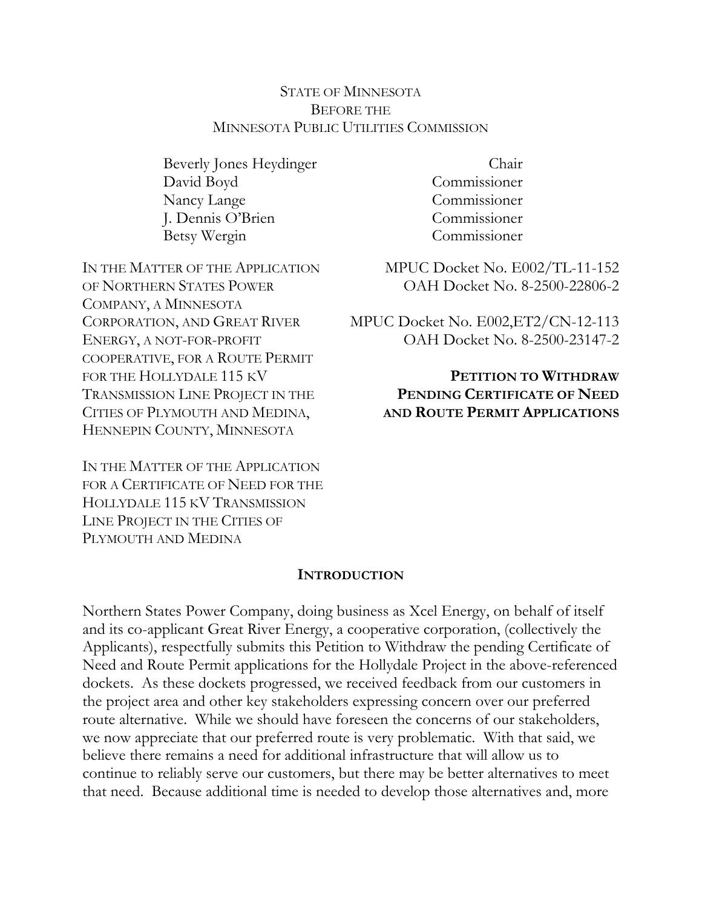STATE OF MINNESOTA
BEFORE THE
MINNESOTA PUBLIC UTILITIES COMMISSION

| | |
|---|---|
| Beverly Jones Heydinger | Chair |
| David Boyd | Commissioner |
| Nancy Lange | Commissioner |
| J. Dennis O'Brien | Commissioner |
| Betsy Wergin | Commissioner |

| | |
|---|---|
| IN THE MATTER OF THE APPLICATION OF NORTHERN STATES POWER COMPANY, A MINNESOTA CORPORATION, AND GREAT RIVER ENERGY, A NOT-FOR-PROFIT COOPERATIVE, FOR A ROUTE PERMIT FOR THE HOLLYDALE 115 KV TRANSMISSION LINE PROJECT IN THE CITIES OF PLYMOUTH AND MEDINA, HENNEPIN COUNTY, MINNESOTA | MPUC Docket No. E002/TL-11-152<br>OAH Docket No. 8-2500-22806-2<br><br>MPUC Docket No. E002,ET2/CN-12-113<br>OAH Docket No. 8-2500-23147-2<br><br>**PETITION TO WITHDRAW PENDING CERTIFICATE OF NEED AND ROUTE PERMIT APPLICATIONS** |
| IN THE MATTER OF THE APPLICATION FOR A CERTIFICATE OF NEED FOR THE HOLLYDALE 115 KV TRANSMISSION LINE PROJECT IN THE CITIES OF PLYMOUTH AND MEDINA | |

## INTRODUCTION

Northern States Power Company, doing business as Xcel Energy, on behalf of itself and its co-applicant Great River Energy, a cooperative corporation, (collectively the Applicants), respectfully submits this Petition to Withdraw the pending Certificate of Need and Route Permit applications for the Hollydale Project in the above-referenced dockets. As these dockets progressed, we received feedback from our customers in the project area and other key stakeholders expressing concern over our preferred route alternative. While we should have foreseen the concerns of our stakeholders, we now appreciate that our preferred route is very problematic. With that said, we believe there remains a need for additional infrastructure that will allow us to continue to reliably serve our customers, but there may be better alternatives to meet that need. Because additional time is needed to develop those alternatives and, more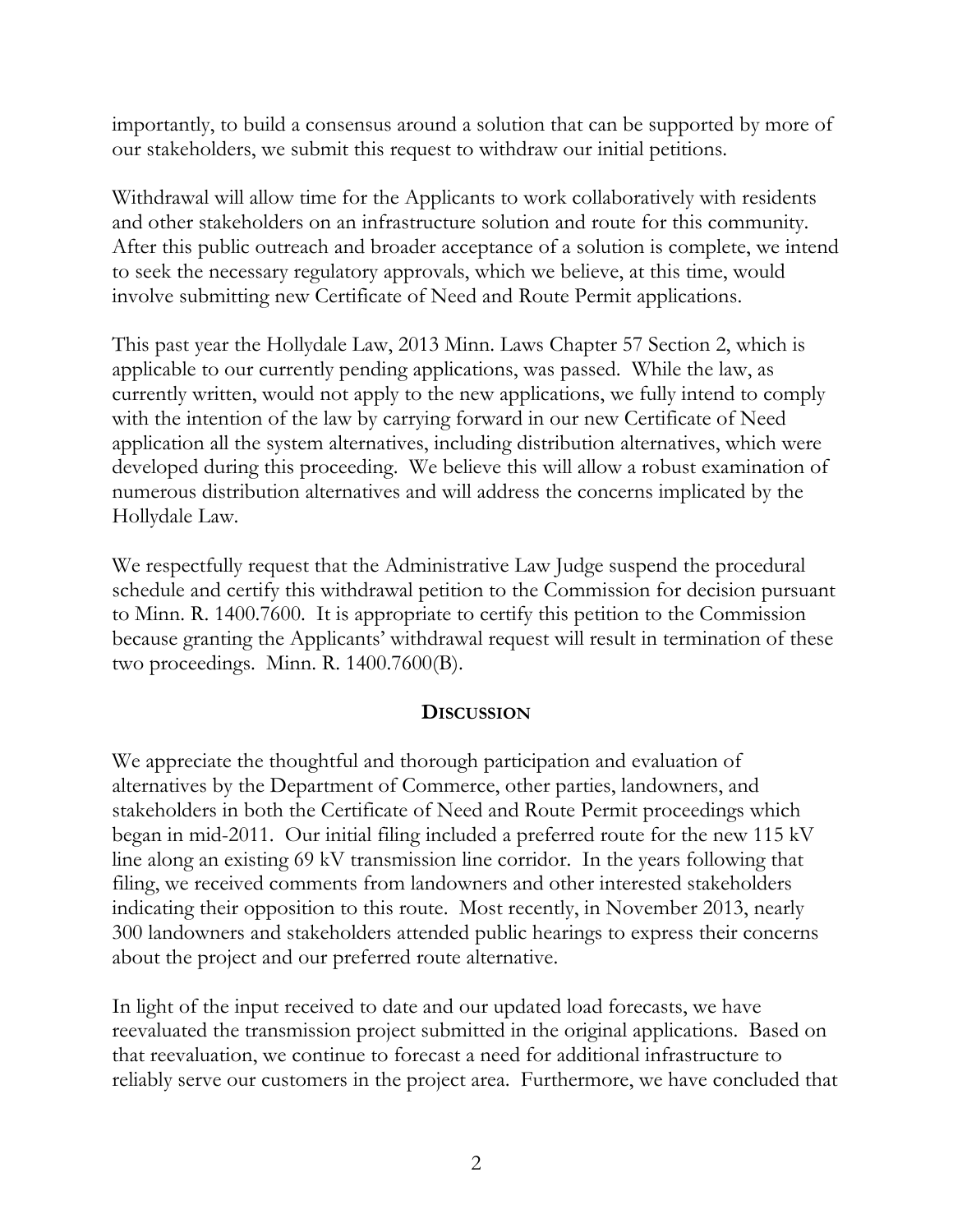importantly, to build a consensus around a solution that can be supported by more of our stakeholders, we submit this request to withdraw our initial petitions.

Withdrawal will allow time for the Applicants to work collaboratively with residents and other stakeholders on an infrastructure solution and route for this community. After this public outreach and broader acceptance of a solution is complete, we intend to seek the necessary regulatory approvals, which we believe, at this time, would involve submitting new Certificate of Need and Route Permit applications.

This past year the Hollydale Law, 2013 Minn. Laws Chapter 57 Section 2, which is applicable to our currently pending applications, was passed. While the law, as currently written, would not apply to the new applications, we fully intend to comply with the intention of the law by carrying forward in our new Certificate of Need application all the system alternatives, including distribution alternatives, which were developed during this proceeding. We believe this will allow a robust examination of numerous distribution alternatives and will address the concerns implicated by the Hollydale Law.

We respectfully request that the Administrative Law Judge suspend the procedural schedule and certify this withdrawal petition to the Commission for decision pursuant to Minn. R. 1400.7600. It is appropriate to certify this petition to the Commission because granting the Applicants' withdrawal request will result in termination of these two proceedings. Minn. R. 1400.7600(B).

## Discussion

We appreciate the thoughtful and thorough participation and evaluation of alternatives by the Department of Commerce, other parties, landowners, and stakeholders in both the Certificate of Need and Route Permit proceedings which began in mid-2011. Our initial filing included a preferred route for the new 115 kV line along an existing 69 kV transmission line corridor. In the years following that filing, we received comments from landowners and other interested stakeholders indicating their opposition to this route. Most recently, in November 2013, nearly 300 landowners and stakeholders attended public hearings to express their concerns about the project and our preferred route alternative.

In light of the input received to date and our updated load forecasts, we have reevaluated the transmission project submitted in the original applications. Based on that reevaluation, we continue to forecast a need for additional infrastructure to reliably serve our customers in the project area. Furthermore, we have concluded that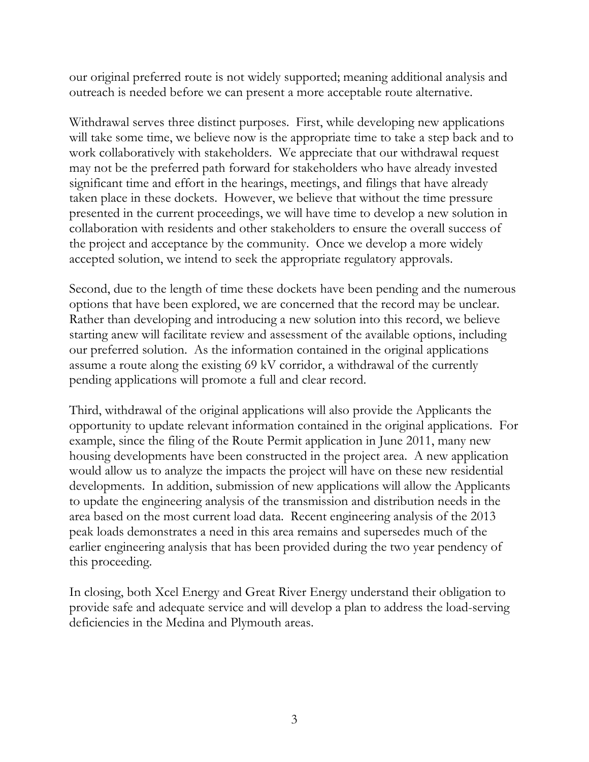our original preferred route is not widely supported; meaning additional analysis and outreach is needed before we can present a more acceptable route alternative.

Withdrawal serves three distinct purposes. First, while developing new applications will take some time, we believe now is the appropriate time to take a step back and to work collaboratively with stakeholders. We appreciate that our withdrawal request may not be the preferred path forward for stakeholders who have already invested significant time and effort in the hearings, meetings, and filings that have already taken place in these dockets. However, we believe that without the time pressure presented in the current proceedings, we will have time to develop a new solution in collaboration with residents and other stakeholders to ensure the overall success of the project and acceptance by the community. Once we develop a more widely accepted solution, we intend to seek the appropriate regulatory approvals.

Second, due to the length of time these dockets have been pending and the numerous options that have been explored, we are concerned that the record may be unclear. Rather than developing and introducing a new solution into this record, we believe starting anew will facilitate review and assessment of the available options, including our preferred solution. As the information contained in the original applications assume a route along the existing 69 kV corridor, a withdrawal of the currently pending applications will promote a full and clear record.

Third, withdrawal of the original applications will also provide the Applicants the opportunity to update relevant information contained in the original applications. For example, since the filing of the Route Permit application in June 2011, many new housing developments have been constructed in the project area. A new application would allow us to analyze the impacts the project will have on these new residential developments. In addition, submission of new applications will allow the Applicants to update the engineering analysis of the transmission and distribution needs in the area based on the most current load data. Recent engineering analysis of the 2013 peak loads demonstrates a need in this area remains and supersedes much of the earlier engineering analysis that has been provided during the two year pendency of this proceeding.

In closing, both Xcel Energy and Great River Energy understand their obligation to provide safe and adequate service and will develop a plan to address the load-serving deficiencies in the Medina and Plymouth areas.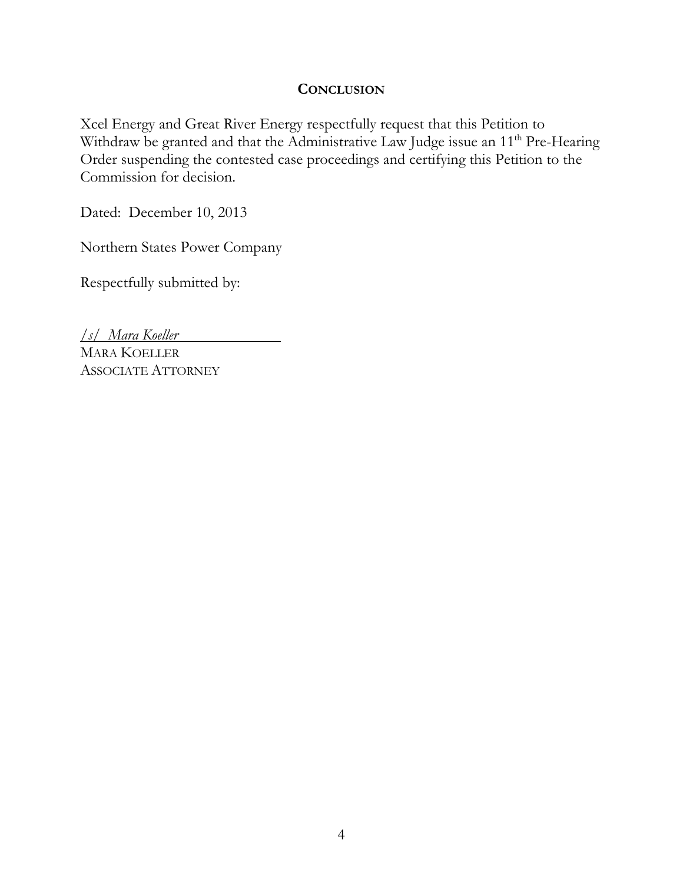## Conclusion

Xcel Energy and Great River Energy respectfully request that this Petition to Withdraw be granted and that the Administrative Law Judge issue an 11th Pre-Hearing Order suspending the contested case proceedings and certifying this Petition to the Commission for decision.

Dated: December 10, 2013

Northern States Power Company

Respectfully submitted by:

*/s/ Mara Koeller*

MARA KOELLER
ASSOCIATE ATTORNEY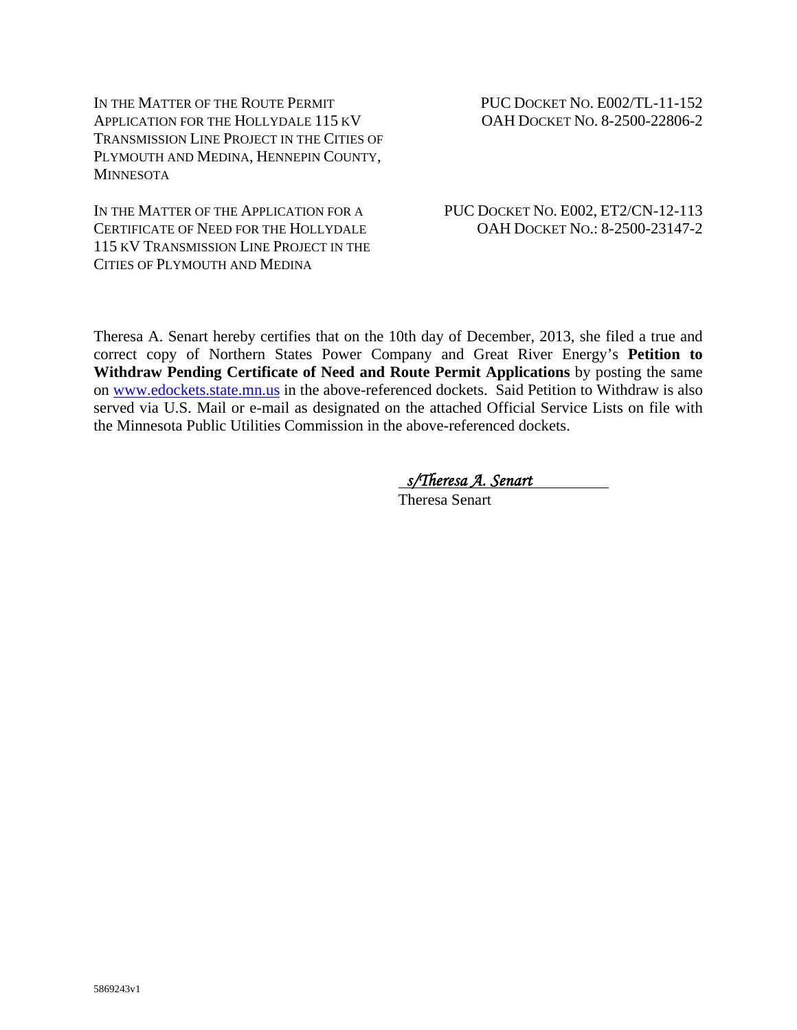| | |
|---|---|
| IN THE MATTER OF THE ROUTE PERMIT APPLICATION FOR THE HOLLYDALE 115 KV TRANSMISSION LINE PROJECT IN THE CITIES OF PLYMOUTH AND MEDINA, HENNEPIN COUNTY, MINNESOTA | PUC DOCKET NO. E002/TL-11-152<br>OAH DOCKET NO. 8-2500-22806-2 |
| IN THE MATTER OF THE APPLICATION FOR A CERTIFICATE OF NEED FOR THE HOLLYDALE 115 KV TRANSMISSION LINE PROJECT IN THE CITIES OF PLYMOUTH AND MEDINA | PUC DOCKET NO. E002, ET2/CN-12-113<br>OAH DOCKET NO.: 8-2500-23147-2 |

Theresa A. Senart hereby certifies that on the 10th day of December, 2013, she filed a true and correct copy of Northern States Power Company and Great River Energy's **Petition to Withdraw Pending Certificate of Need and Route Permit Applications** by posting the same on www.edockets.state.mn.us in the above-referenced dockets. Said Petition to Withdraw is also served via U.S. Mail or e-mail as designated on the attached Official Service Lists on file with the Minnesota Public Utilities Commission in the above-referenced dockets.

*s/Theresa A. Senart*
Theresa Senart

5869243v1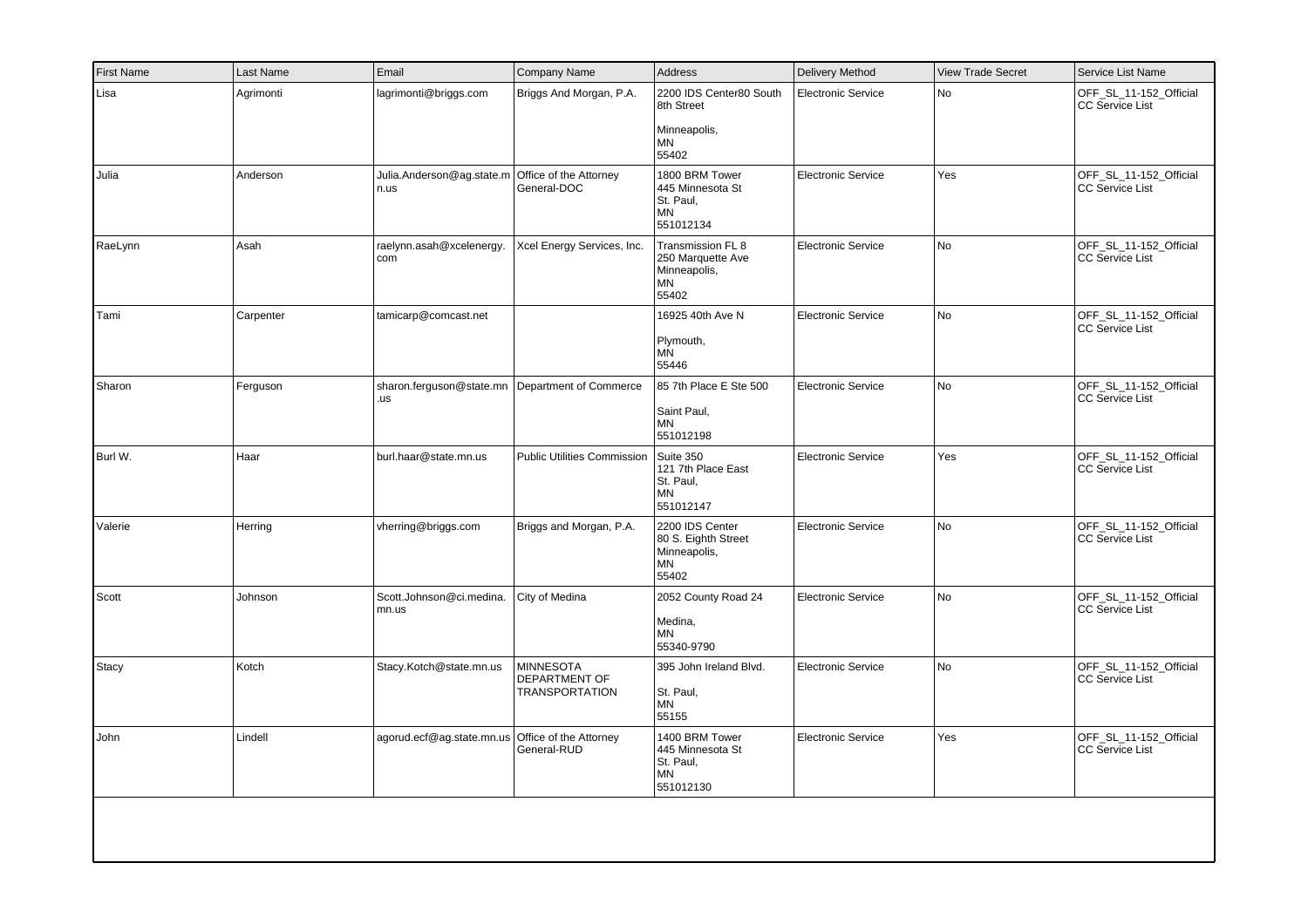| First Name | Last Name | Email | Company Name | Address | Delivery Method | View Trade Secret | Service List Name |
|---|---|---|---|---|---|---|---|
| Lisa | Agrimonti | lagrimonti@briggs.com | Briggs And Morgan, P.A. | 2200 IDS Center80 South 8th Street<br><br>Minneapolis,<br>MN<br>55402 | Electronic Service | No | OFF_SL_11-152_Official CC Service List |
| Julia | Anderson | Julia.Anderson@ag.state.mn.us | Office of the Attorney General-DOC | 1800 BRM Tower<br>445 Minnesota St<br>St. Paul,<br>MN<br>551012134 | Electronic Service | Yes | OFF_SL_11-152_Official CC Service List |
| RaeLynn | Asah | raelynn.asah@xcelenergy.com | Xcel Energy Services, Inc. | Transmission FL 8<br>250 Marquette Ave<br>Minneapolis,<br>MN<br>55402 | Electronic Service | No | OFF_SL_11-152_Official CC Service List |
| Tami | Carpenter | tamicarp@comcast.net | | 16925 40th Ave N<br><br>Plymouth,<br>MN<br>55446 | Electronic Service | No | OFF_SL_11-152_Official CC Service List |
| Sharon | Ferguson | sharon.ferguson@state.mn.us | Department of Commerce | 85 7th Place E Ste 500<br><br>Saint Paul,<br>MN<br>551012198 | Electronic Service | No | OFF_SL_11-152_Official CC Service List |
| Burl W. | Haar | burl.haar@state.mn.us | Public Utilities Commission | Suite 350<br>121 7th Place East<br>St. Paul,<br>MN<br>551012147 | Electronic Service | Yes | OFF_SL_11-152_Official CC Service List |
| Valerie | Herring | vherring@briggs.com | Briggs and Morgan, P.A. | 2200 IDS Center<br>80 S. Eighth Street<br>Minneapolis,<br>MN<br>55402 | Electronic Service | No | OFF_SL_11-152_Official CC Service List |
| Scott | Johnson | Scott.Johnson@ci.medina.mn.us | City of Medina | 2052 County Road 24<br><br>Medina,<br>MN<br>55340-9790 | Electronic Service | No | OFF_SL_11-152_Official CC Service List |
| Stacy | Kotch | Stacy.Kotch@state.mn.us | MINNESOTA DEPARTMENT OF TRANSPORTATION | 395 John Ireland Blvd.<br><br>St. Paul,<br>MN<br>55155 | Electronic Service | No | OFF_SL_11-152_Official CC Service List |
| John | Lindell | agorud.ecf@ag.state.mn.us | Office of the Attorney General-RUD | 1400 BRM Tower<br>445 Minnesota St<br>St. Paul,<br>MN<br>551012130 | Electronic Service | Yes | OFF_SL_11-152_Official CC Service List |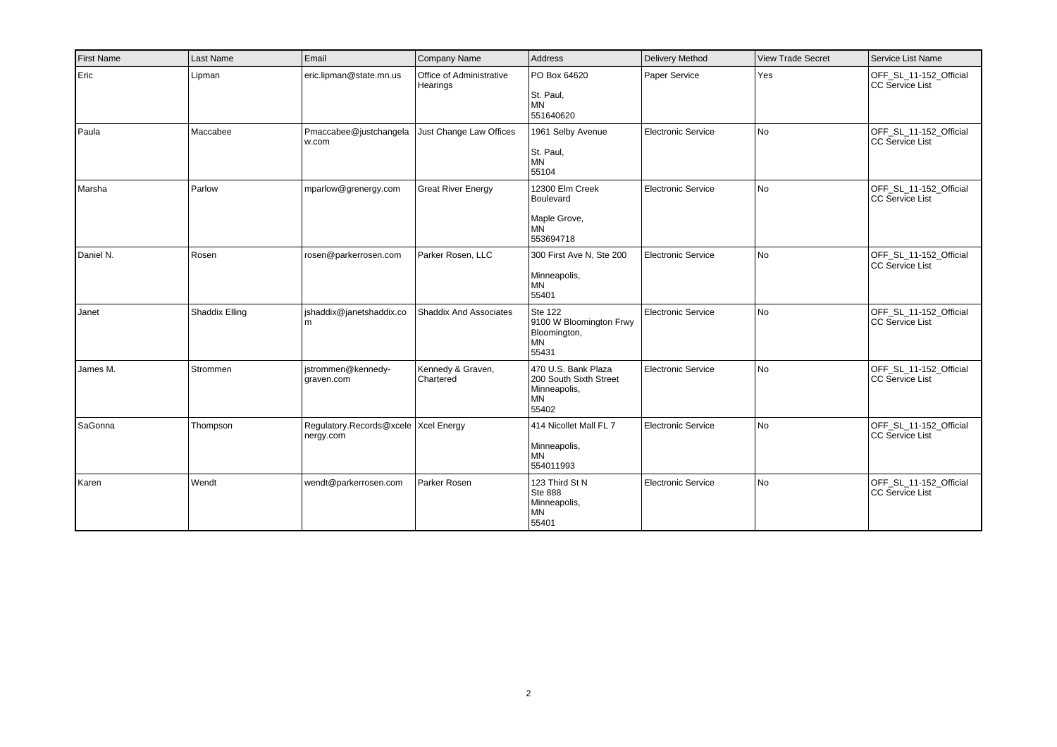| First Name | Last Name | Email | Company Name | Address | Delivery Method | View Trade Secret | Service List Name |
|---|---|---|---|---|---|---|---|
| Eric | Lipman | eric.lipman@state.mn.us | Office of Administrative Hearings | PO Box 64620<br>St. Paul,<br>MN<br>551640620 | Paper Service | Yes | OFF_SL_11-152_Official CC Service List |
| Paula | Maccabee | Pmaccabee@justchangelaw.com | Just Change Law Offices | 1961 Selby Avenue<br>St. Paul,<br>MN<br>55104 | Electronic Service | No | OFF_SL_11-152_Official CC Service List |
| Marsha | Parlow | mparlow@grenergy.com | Great River Energy | 12300 Elm Creek Boulevard<br>Maple Grove,<br>MN<br>553694718 | Electronic Service | No | OFF_SL_11-152_Official CC Service List |
| Daniel N. | Rosen | rosen@parkerrosen.com | Parker Rosen, LLC | 300 First Ave N, Ste 200<br>Minneapolis,<br>MN<br>55401 | Electronic Service | No | OFF_SL_11-152_Official CC Service List |
| Janet | Shaddix Elling | jshaddix@janetshaddix.com | Shaddix And Associates | Ste 122<br>9100 W Bloomington Frwy<br>Bloomington,<br>MN<br>55431 | Electronic Service | No | OFF_SL_11-152_Official CC Service List |
| James M. | Strommen | jstrommen@kennedy-graven.com | Kennedy & Graven, Chartered | 470 U.S. Bank Plaza<br>200 South Sixth Street<br>Minneapolis,<br>MN<br>55402 | Electronic Service | No | OFF_SL_11-152_Official CC Service List |
| SaGonna | Thompson | Regulatory.Records@xcelenergy.com | Xcel Energy | 414 Nicollet Mall FL 7<br>Minneapolis,<br>MN<br>554011993 | Electronic Service | No | OFF_SL_11-152_Official CC Service List |
| Karen | Wendt | wendt@parkerrosen.com | Parker Rosen | 123 Third St N<br>Ste 888<br>Minneapolis,<br>MN<br>55401 | Electronic Service | No | OFF_SL_11-152_Official CC Service List |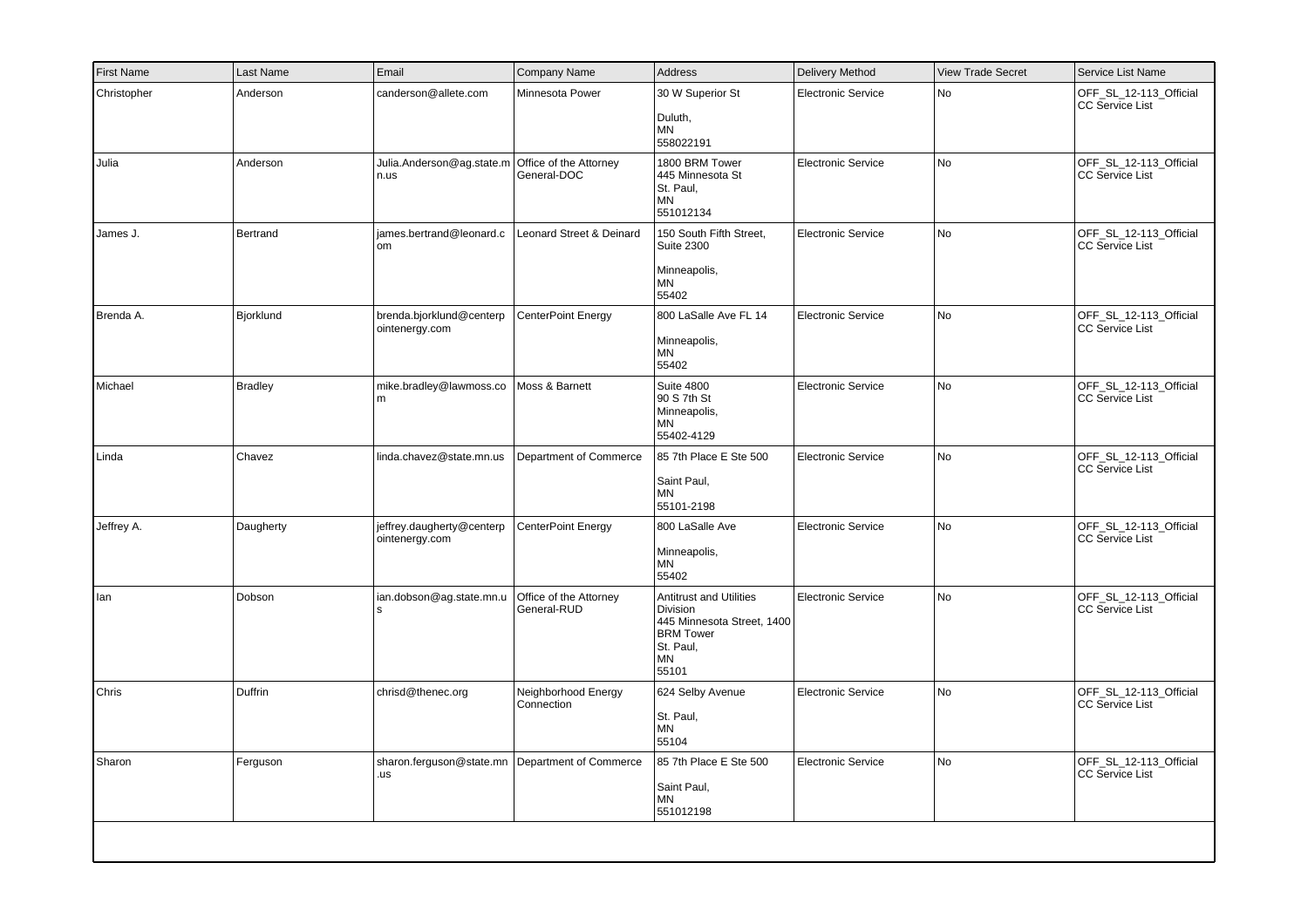| First Name | Last Name | Email | Company Name | Address | Delivery Method | View Trade Secret | Service List Name |
|---|---|---|---|---|---|---|---|
| Christopher | Anderson | canderson@allete.com | Minnesota Power | 30 W Superior St<br><br>Duluth,<br>MN<br>558022191 | Electronic Service | No | OFF_SL_12-113_Official CC Service List |
| Julia | Anderson | Julia.Anderson@ag.state.mn.us | Office of the Attorney General-DOC | 1800 BRM Tower<br>445 Minnesota St<br>St. Paul,<br>MN<br>551012134 | Electronic Service | No | OFF_SL_12-113_Official CC Service List |
| James J. | Bertrand | james.bertrand@leonard.com | Leonard Street & Deinard | 150 South Fifth Street, Suite 2300<br><br>Minneapolis,<br>MN<br>55402 | Electronic Service | No | OFF_SL_12-113_Official CC Service List |
| Brenda A. | Bjorklund | brenda.bjorklund@centerpointenergy.com | CenterPoint Energy | 800 LaSalle Ave FL 14<br><br>Minneapolis,<br>MN<br>55402 | Electronic Service | No | OFF_SL_12-113_Official CC Service List |
| Michael | Bradley | mike.bradley@lawmoss.com | Moss & Barnett | Suite 4800<br>90 S 7th St<br>Minneapolis,<br>MN<br>55402-4129 | Electronic Service | No | OFF_SL_12-113_Official CC Service List |
| Linda | Chavez | linda.chavez@state.mn.us | Department of Commerce | 85 7th Place E Ste 500<br><br>Saint Paul,<br>MN<br>55101-2198 | Electronic Service | No | OFF_SL_12-113_Official CC Service List |
| Jeffrey A. | Daugherty | jeffrey.daugherty@centerpointenergy.com | CenterPoint Energy | 800 LaSalle Ave<br><br>Minneapolis,<br>MN<br>55402 | Electronic Service | No | OFF_SL_12-113_Official CC Service List |
| Ian | Dobson | ian.dobson@ag.state.mn.us | Office of the Attorney General-RUD | Antitrust and Utilities Division<br>445 Minnesota Street, 1400 BRM Tower<br>St. Paul,<br>MN<br>55101 | Electronic Service | No | OFF_SL_12-113_Official CC Service List |
| Chris | Duffrin | chrisd@thenec.org | Neighborhood Energy Connection | 624 Selby Avenue<br><br>St. Paul,<br>MN<br>55104 | Electronic Service | No | OFF_SL_12-113_Official CC Service List |
| Sharon | Ferguson | sharon.ferguson@state.mn.us | Department of Commerce | 85 7th Place E Ste 500<br><br>Saint Paul,<br>MN<br>551012198 | Electronic Service | No | OFF_SL_12-113_Official CC Service List |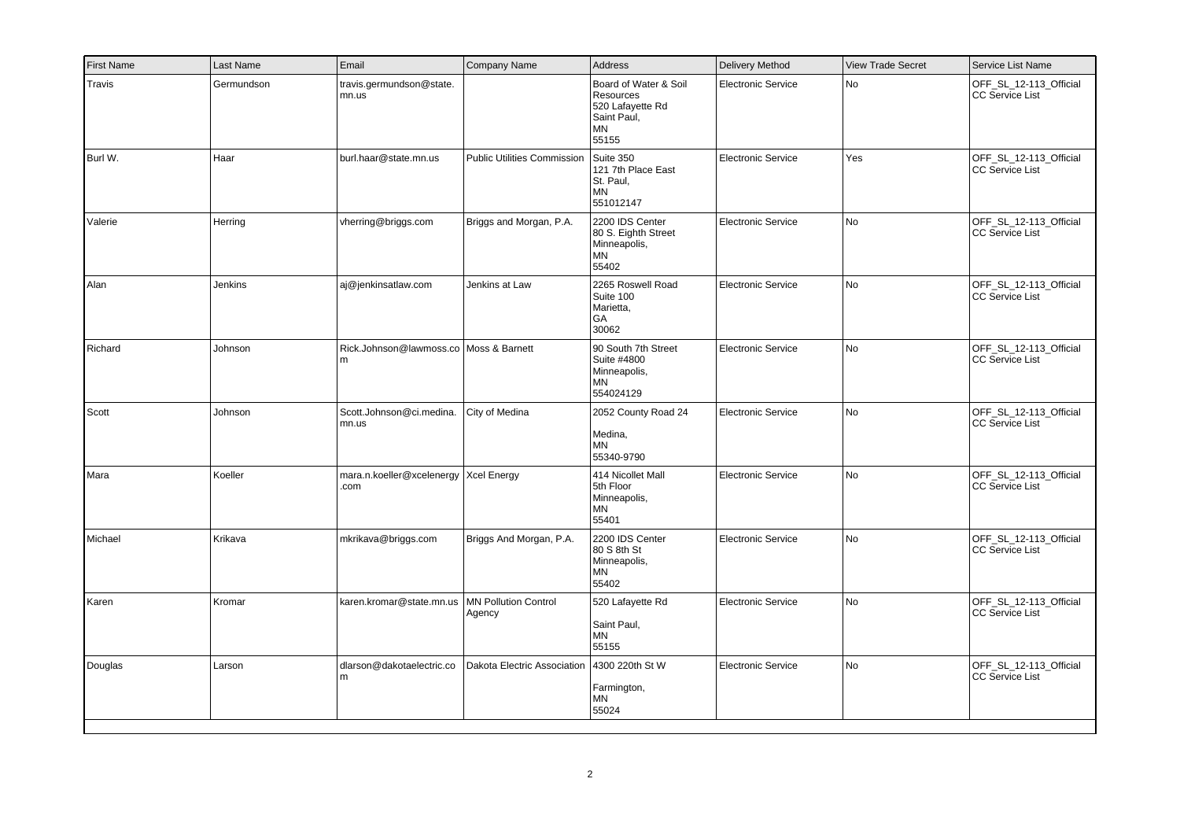| First Name | Last Name | Email | Company Name | Address | Delivery Method | View Trade Secret | Service List Name |
|---|---|---|---|---|---|---|---|
| Travis | Germundson | travis.germundson@state.mn.us | | Board of Water & Soil Resources 520 Lafayette Rd Saint Paul, MN 55155 | Electronic Service | No | OFF_SL_12-113_Official CC Service List |
| Burl W. | Haar | burl.haar@state.mn.us | Public Utilities Commission | Suite 350 121 7th Place East St. Paul, MN 551012147 | Electronic Service | Yes | OFF_SL_12-113_Official CC Service List |
| Valerie | Herring | vherring@briggs.com | Briggs and Morgan, P.A. | 2200 IDS Center 80 S. Eighth Street Minneapolis, MN 55402 | Electronic Service | No | OFF_SL_12-113_Official CC Service List |
| Alan | Jenkins | aj@jenkinsatlaw.com | Jenkins at Law | 2265 Roswell Road Suite 100 Marietta, GA 30062 | Electronic Service | No | OFF_SL_12-113_Official CC Service List |
| Richard | Johnson | Rick.Johnson@lawmoss.com | Moss & Barnett | 90 South 7th Street Suite #4800 Minneapolis, MN 554024129 | Electronic Service | No | OFF_SL_12-113_Official CC Service List |
| Scott | Johnson | Scott.Johnson@ci.medina.mn.us | City of Medina | 2052 County Road 24 Medina, MN 55340-9790 | Electronic Service | No | OFF_SL_12-113_Official CC Service List |
| Mara | Koeller | mara.n.koeller@xcelenergy.com | Xcel Energy | 414 Nicollet Mall 5th Floor Minneapolis, MN 55401 | Electronic Service | No | OFF_SL_12-113_Official CC Service List |
| Michael | Krikava | mkrikava@briggs.com | Briggs And Morgan, P.A. | 2200 IDS Center 80 S 8th St Minneapolis, MN 55402 | Electronic Service | No | OFF_SL_12-113_Official CC Service List |
| Karen | Kromar | karen.kromar@state.mn.us | MN Pollution Control Agency | 520 Lafayette Rd Saint Paul, MN 55155 | Electronic Service | No | OFF_SL_12-113_Official CC Service List |
| Douglas | Larson | dlarson@dakotaelectric.com | Dakota Electric Association | 4300 220th St W Farmington, MN 55024 | Electronic Service | No | OFF_SL_12-113_Official CC Service List |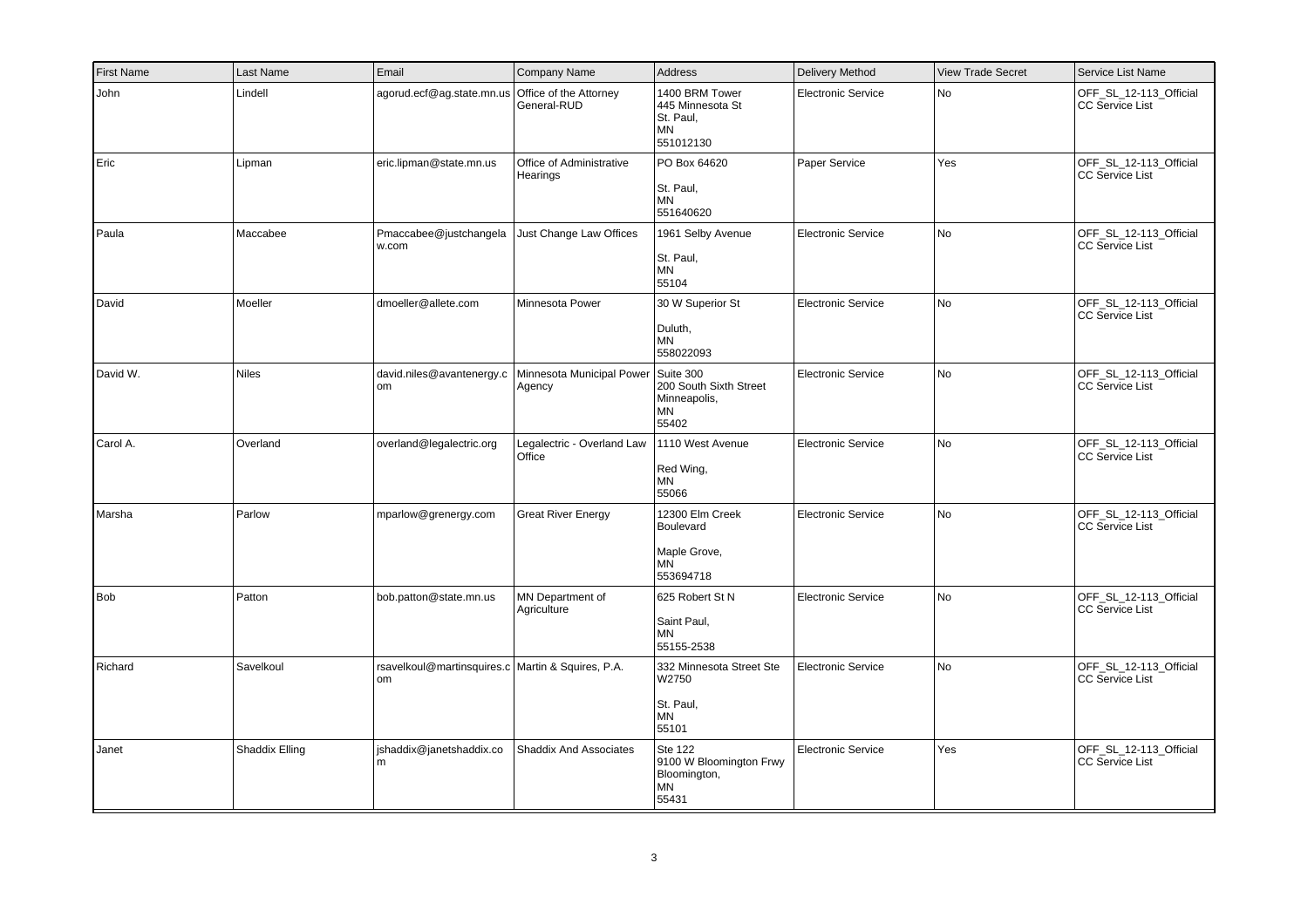| First Name | Last Name | Email | Company Name | Address | Delivery Method | View Trade Secret | Service List Name |
|---|---|---|---|---|---|---|---|
| John | Lindell | agorud.ecf@ag.state.mn.us | Office of the Attorney General-RUD | 1400 BRM Tower 445 Minnesota St St. Paul, MN 551012130 | Electronic Service | No | OFF_SL_12-113_Official CC Service List |
| Eric | Lipman | eric.lipman@state.mn.us | Office of Administrative Hearings | PO Box 64620 St. Paul, MN 551640620 | Paper Service | Yes | OFF_SL_12-113_Official CC Service List |
| Paula | Maccabee | Pmaccabee@justchangelaw.com | Just Change Law Offices | 1961 Selby Avenue St. Paul, MN 55104 | Electronic Service | No | OFF_SL_12-113_Official CC Service List |
| David | Moeller | dmoeller@allete.com | Minnesota Power | 30 W Superior St Duluth, MN 558022093 | Electronic Service | No | OFF_SL_12-113_Official CC Service List |
| David W. | Niles | david.niles@avantenergy.com | Minnesota Municipal Power Agency | Suite 300 200 South Sixth Street Minneapolis, MN 55402 | Electronic Service | No | OFF_SL_12-113_Official CC Service List |
| Carol A. | Overland | overland@legalectric.org | Legalectric - Overland Law Office | 1110 West Avenue Red Wing, MN 55066 | Electronic Service | No | OFF_SL_12-113_Official CC Service List |
| Marsha | Parlow | mparlow@grenergy.com | Great River Energy | 12300 Elm Creek Boulevard Maple Grove, MN 553694718 | Electronic Service | No | OFF_SL_12-113_Official CC Service List |
| Bob | Patton | bob.patton@state.mn.us | MN Department of Agriculture | 625 Robert St N Saint Paul, MN 55155-2538 | Electronic Service | No | OFF_SL_12-113_Official CC Service List |
| Richard | Savelkoul | rsavelkoul@martinsquires.com | Martin & Squires, P.A. | 332 Minnesota Street Ste W2750 St. Paul, MN 55101 | Electronic Service | No | OFF_SL_12-113_Official CC Service List |
| Janet | Shaddix Elling | jshaddix@janetshaddix.com | Shaddix And Associates | Ste 122 9100 W Bloomington Frwy Bloomington, MN 55431 | Electronic Service | Yes | OFF_SL_12-113_Official CC Service List |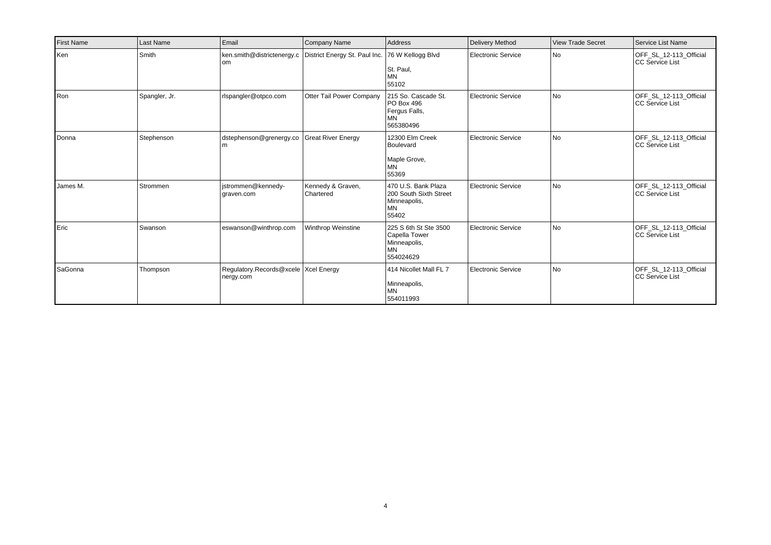| First Name | Last Name | Email | Company Name | Address | Delivery Method | View Trade Secret | Service List Name |
|---|---|---|---|---|---|---|---|
| Ken | Smith | ken.smith@districtenergy.com | District Energy St. Paul Inc. | 76 W Kellogg Blvd<br><br>St. Paul,<br>MN<br>55102 | Electronic Service | No | OFF_SL_12-113_Official CC Service List |
| Ron | Spangler, Jr. | rlspangler@otpco.com | Otter Tail Power Company | 215 So. Cascade St.<br>PO Box 496<br>Fergus Falls,<br>MN<br>565380496 | Electronic Service | No | OFF_SL_12-113_Official CC Service List |
| Donna | Stephenson | dstephenson@grenergy.com | Great River Energy | 12300 Elm Creek Boulevard<br><br>Maple Grove,<br>MN<br>55369 | Electronic Service | No | OFF_SL_12-113_Official CC Service List |
| James M. | Strommen | jstrommen@kennedy-graven.com | Kennedy & Graven, Chartered | 470 U.S. Bank Plaza<br>200 South Sixth Street<br>Minneapolis,<br>MN<br>55402 | Electronic Service | No | OFF_SL_12-113_Official CC Service List |
| Eric | Swanson | eswanson@winthrop.com | Winthrop Weinstine | 225 S 6th St Ste 3500<br>Capella Tower<br>Minneapolis,<br>MN<br>554024629 | Electronic Service | No | OFF_SL_12-113_Official CC Service List |
| SaGonna | Thompson | Regulatory.Records@xcelenergy.com | Xcel Energy | 414 Nicollet Mall FL 7<br><br>Minneapolis,<br>MN<br>554011993 | Electronic Service | No | OFF_SL_12-113_Official CC Service List |